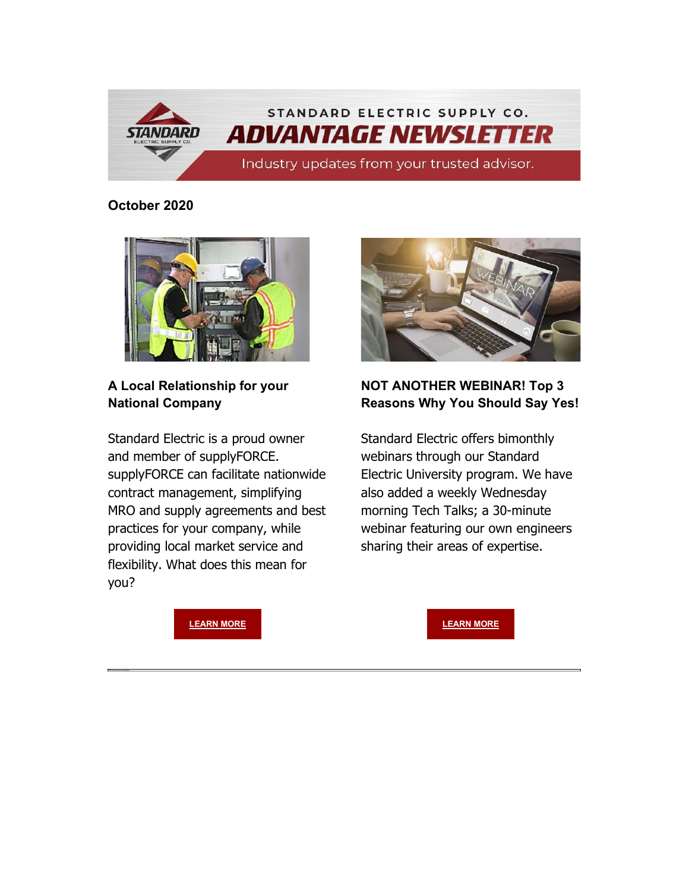STANDARD ELECTRIC SUPPLY CO.

# ADVANTAGE NEWSLETTER

Industry updates from your trusted advisor.

**October 2020**

## A Local Relationship for your National Company

Standard Electric is a proud owner and member of supplyFORCE. supplyFORCE can facilitate nationwide contract management, simplifying MRO and supply agreements and best practices for your company, while providing local market service and flexibility. What does this mean for you?

**LEARN MORE**

## NOT ANOTHER WEBINAR! Top 3 Reasons Why You Should Say Yes!

Standard Electric offers bimonthly webinars through our Standard Electric University program. We have also added a weekly Wednesday morning Tech Talks; a 30-minute webinar featuring our own engineers sharing their areas of expertise.

**LEARN MORE**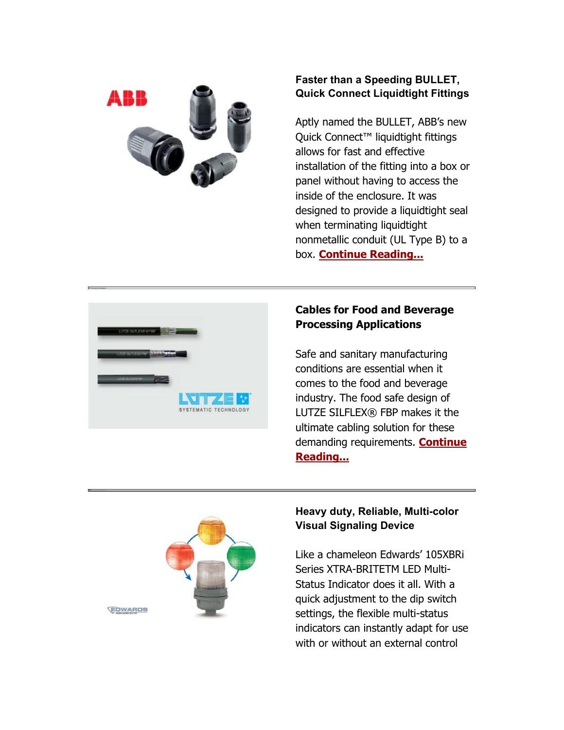**Faster than a Speeding BULLET, Quick Connect Liquidtight Fittings**

Aptly named the BULLET, ABB's new Quick Connect™ liquidtight fittings allows for fast and effective installation of the fitting into a box or panel without having to access the inside of the enclosure. It was designed to provide a liquidtight seal when terminating liquidtight nonmetallic conduit (UL Type B) to a box. **Continue Reading...**

---

**Cables for Food and Beverage Processing Applications**

Safe and sanitary manufacturing conditions are essential when it comes to the food and beverage industry. The food safe design of LUTZE SILFLEX® FBP makes it the ultimate cabling solution for these demanding requirements. **Continue Reading...**

---

**Heavy duty, Reliable, Multi-color Visual Signaling Device**

Like a chameleon Edwards' 105XBRi Series XTRA-BRITETM LED Multi-Status Indicator does it all. With a quick adjustment to the dip switch settings, the flexible multi-status indicators can instantly adapt for use with or without an external control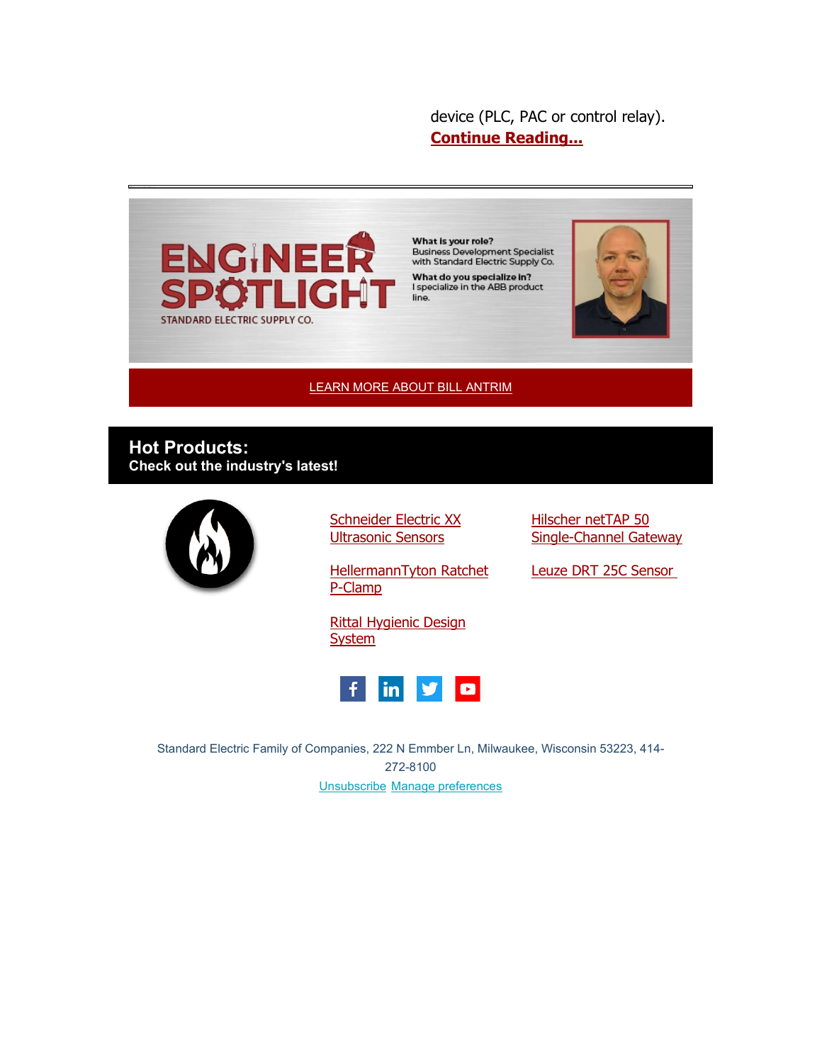device (PLC, PAC or control relay). **Continue Reading...**

---

ENGINEER SPOTLIGHT

STANDARD ELECTRIC SUPPLY CO.

**What is your role?**
Business Development Specialist with Standard Electric Supply Co.

**What do you specialize in?**
I specialize in the ABB product line.

LEARN MORE ABOUT BILL ANTRIM

## Hot Products:

**Check out the industry's latest!**

- Schneider Electric XX Ultrasonic Sensors
- HellermannTyton Ratchet P-Clamp
- Rittal Hygienic Design System
- Hilscher netTAP 50 Single-Channel Gateway
- Leuze DRT 25C Sensor

Standard Electric Family of Companies, 222 N Emmber Ln, Milwaukee, Wisconsin 53223, 414-272-8100

Unsubscribe Manage preferences